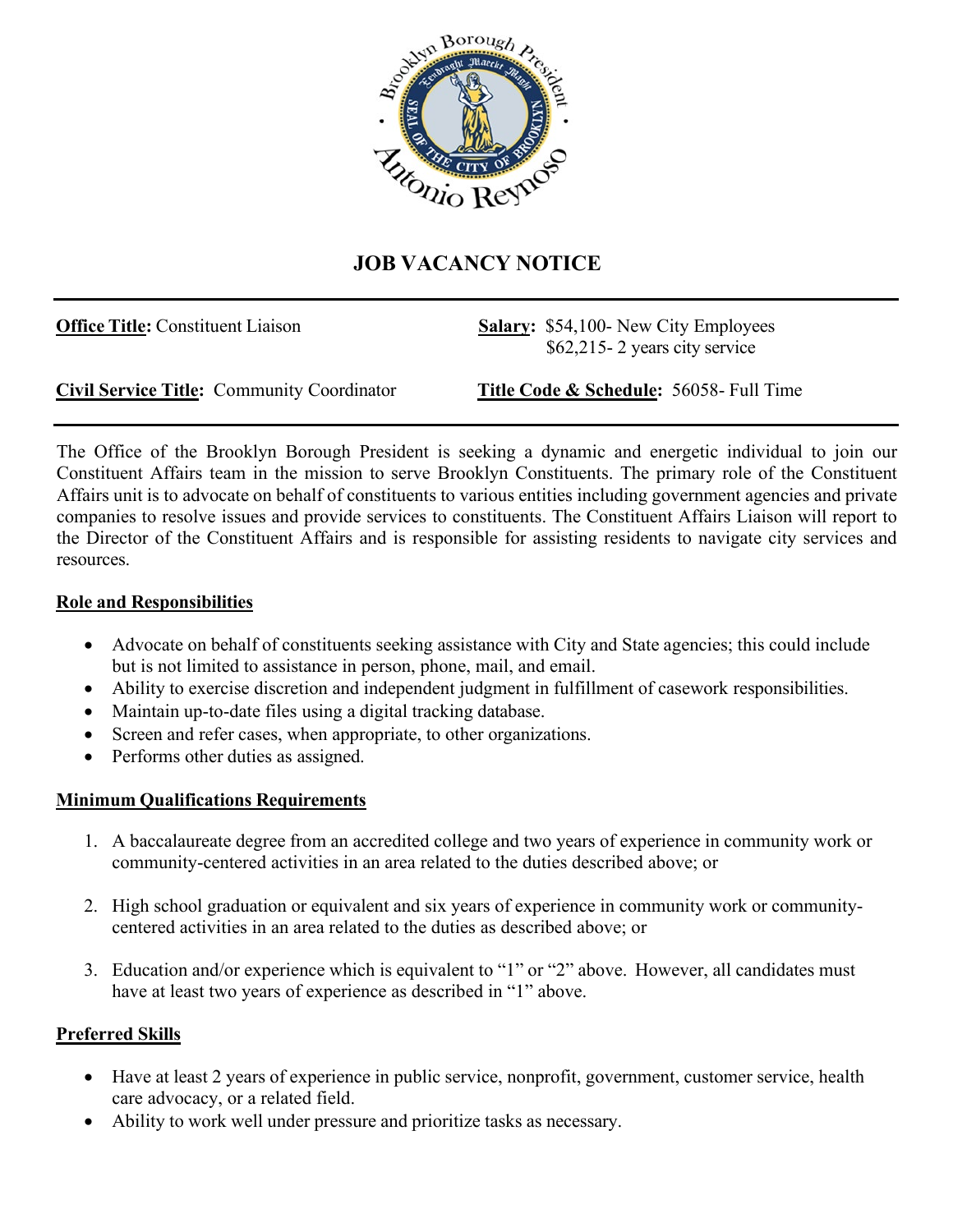# JOB VACANCY NOTICE

---

**Office Title:** Constituent Liaison

**Salary:** $54,100- New City Employees
$62,215- 2 years city service

**Civil Service Title:** Community Coordinator

**Title Code & Schedule:** 56058- Full Time

---

The Office of the Brooklyn Borough President is seeking a dynamic and energetic individual to join our Constituent Affairs team in the mission to serve Brooklyn Constituents. The primary role of the Constituent Affairs unit is to advocate on behalf of constituents to various entities including government agencies and private companies to resolve issues and provide services to constituents. The Constituent Affairs Liaison will report to the Director of the Constituent Affairs and is responsible for assisting residents to navigate city services and resources.

## Role and Responsibilities

- Advocate on behalf of constituents seeking assistance with City and State agencies; this could include but is not limited to assistance in person, phone, mail, and email.
- Ability to exercise discretion and independent judgment in fulfillment of casework responsibilities.
- Maintain up-to-date files using a digital tracking database.
- Screen and refer cases, when appropriate, to other organizations.
- Performs other duties as assigned.

## Minimum Qualifications Requirements

1. A baccalaureate degree from an accredited college and two years of experience in community work or community-centered activities in an area related to the duties described above; or

2. High school graduation or equivalent and six years of experience in community work or community-centered activities in an area related to the duties as described above; or

3. Education and/or experience which is equivalent to "1" or "2" above. However, all candidates must have at least two years of experience as described in "1" above.

## Preferred Skills

- Have at least 2 years of experience in public service, nonprofit, government, customer service, health care advocacy, or a related field.
- Ability to work well under pressure and prioritize tasks as necessary.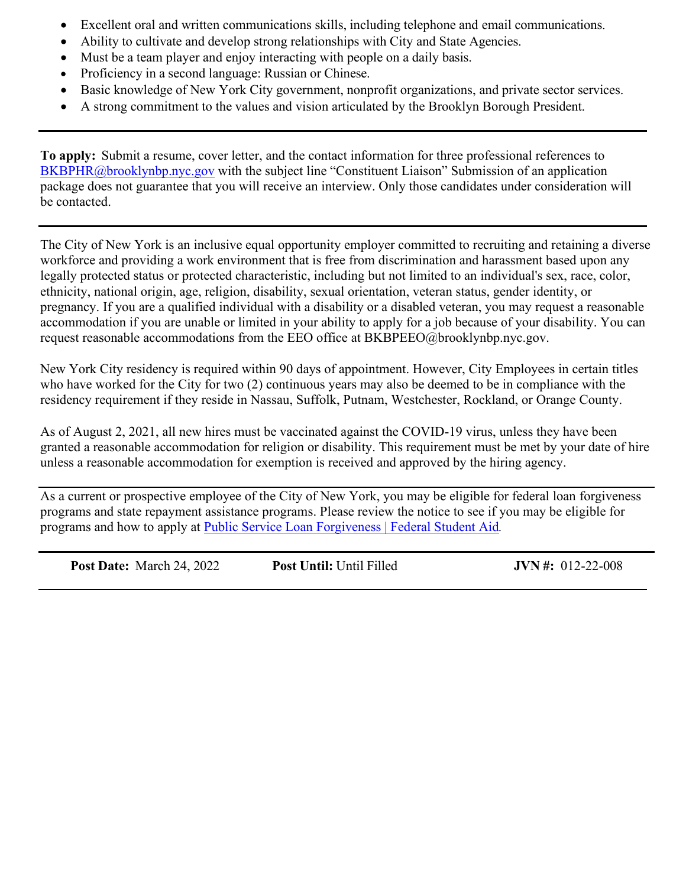- Excellent oral and written communications skills, including telephone and email communications.
- Ability to cultivate and develop strong relationships with City and State Agencies.
- Must be a team player and enjoy interacting with people on a daily basis.
- Proficiency in a second language: Russian or Chinese.
- Basic knowledge of New York City government, nonprofit organizations, and private sector services.
- A strong commitment to the values and vision articulated by the Brooklyn Borough President.

---

**To apply:** Submit a resume, cover letter, and the contact information for three professional references to BKBPHR@brooklynbp.nyc.gov with the subject line "Constituent Liaison" Submission of an application package does not guarantee that you will receive an interview. Only those candidates under consideration will be contacted.

---

The City of New York is an inclusive equal opportunity employer committed to recruiting and retaining a diverse workforce and providing a work environment that is free from discrimination and harassment based upon any legally protected status or protected characteristic, including but not limited to an individual's sex, race, color, ethnicity, national origin, age, religion, disability, sexual orientation, veteran status, gender identity, or pregnancy. If you are a qualified individual with a disability or a disabled veteran, you may request a reasonable accommodation if you are unable or limited in your ability to apply for a job because of your disability. You can request reasonable accommodations from the EEO office at BKBPEEO@brooklynbp.nyc.gov.

New York City residency is required within 90 days of appointment. However, City Employees in certain titles who have worked for the City for two (2) continuous years may also be deemed to be in compliance with the residency requirement if they reside in Nassau, Suffolk, Putnam, Westchester, Rockland, or Orange County.

As of August 2, 2021, all new hires must be vaccinated against the COVID-19 virus, unless they have been granted a reasonable accommodation for religion or disability. This requirement must be met by your date of hire unless a reasonable accommodation for exemption is received and approved by the hiring agency.

---

As a current or prospective employee of the City of New York, you may be eligible for federal loan forgiveness programs and state repayment assistance programs. Please review the notice to see if you may be eligible for programs and how to apply at Public Service Loan Forgiveness | Federal Student Aid.

---

**Post Date:** March 24, 2022 **Post Until:** Until Filled **JVN #:** 012-22-008

---